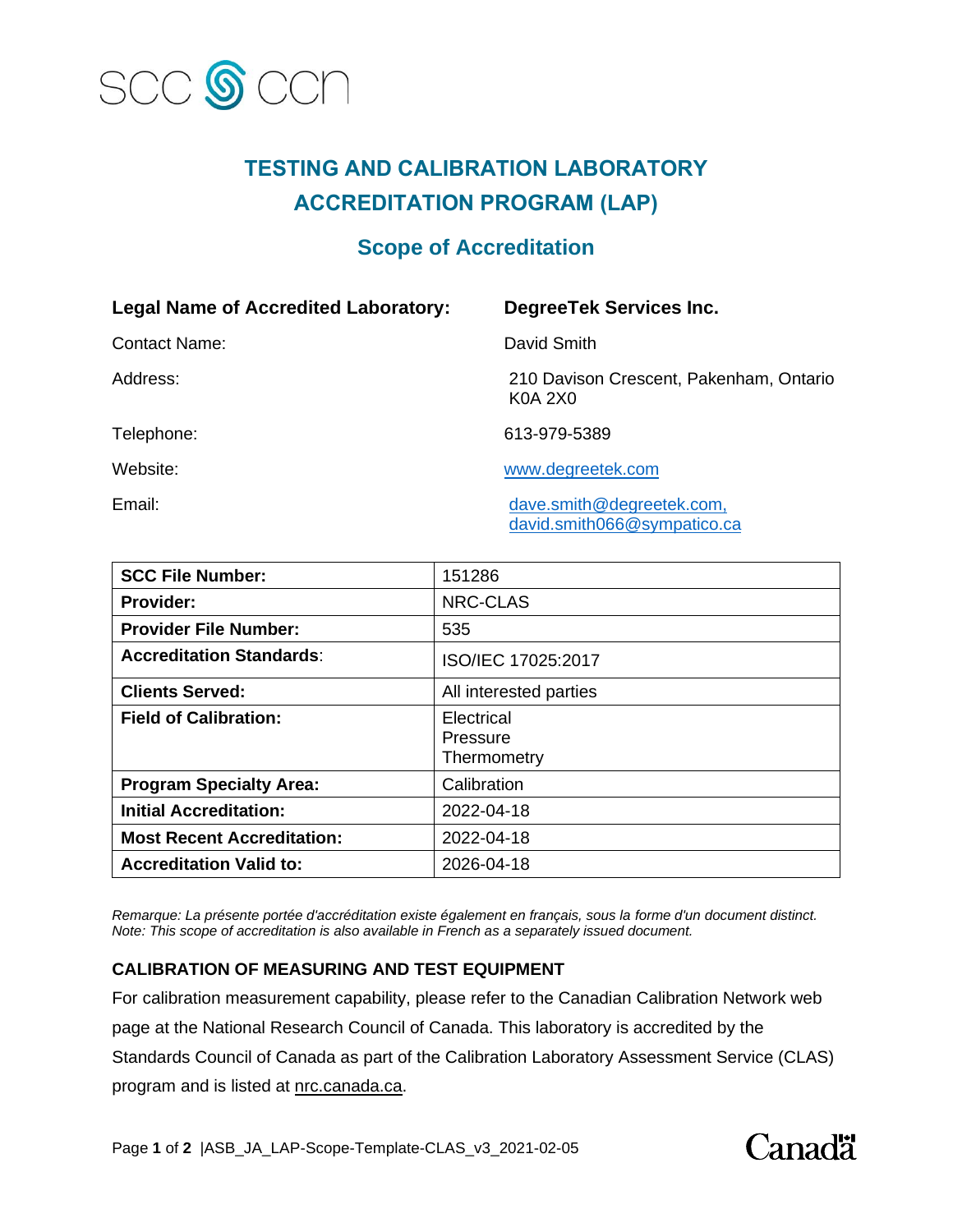# TESTING AND CALIBRATION LABORATORY ACCREDITATION PROGRAM (LAP)

## Scope of Accreditation

| | |
|---|---|
| **Legal Name of Accredited Laboratory:** | **DegreeTek Services Inc.** |
| Contact Name: | David Smith |
| Address: | 210 Davison Crescent, Pakenham, Ontario K0A 2X0 |
| Telephone: | 613-979-5389 |
| Website: | www.degreetek.com |
| Email: | dave.smith@degreetek.com, david.smith066@sympatico.ca |

| | |
|---|---|
| **SCC File Number:** | 151286 |
| **Provider:** | NRC-CLAS |
| **Provider File Number:** | 535 |
| **Accreditation Standards**: | ISO/IEC 17025:2017 |
| **Clients Served:** | All interested parties |
| **Field of Calibration:** | Electrical<br>Pressure<br>Thermometry |
| **Program Specialty Area:** | Calibration |
| **Initial Accreditation:** | 2022-04-18 |
| **Most Recent Accreditation:** | 2022-04-18 |
| **Accreditation Valid to:** | 2026-04-18 |

*Remarque: La présente portée d'accréditation existe également en français, sous la forme d'un document distinct.*
*Note: This scope of accreditation is also available in French as a separately issued document.*

### CALIBRATION OF MEASURING AND TEST EQUIPMENT

For calibration measurement capability, please refer to the Canadian Calibration Network web page at the National Research Council of Canada. This laboratory is accredited by the Standards Council of Canada as part of the Calibration Laboratory Assessment Service (CLAS) program and is listed at nrc.canada.ca.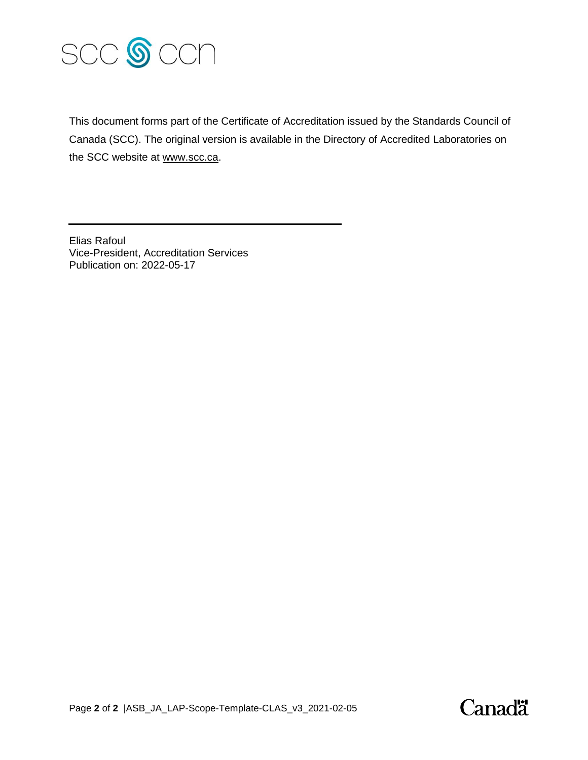This document forms part of the Certificate of Accreditation issued by the Standards Council of Canada (SCC). The original version is available in the Directory of Accredited Laboratories on the SCC website at www.scc.ca.

Elias Rafoul
Vice-President, Accreditation Services
Publication on: 2022-05-17